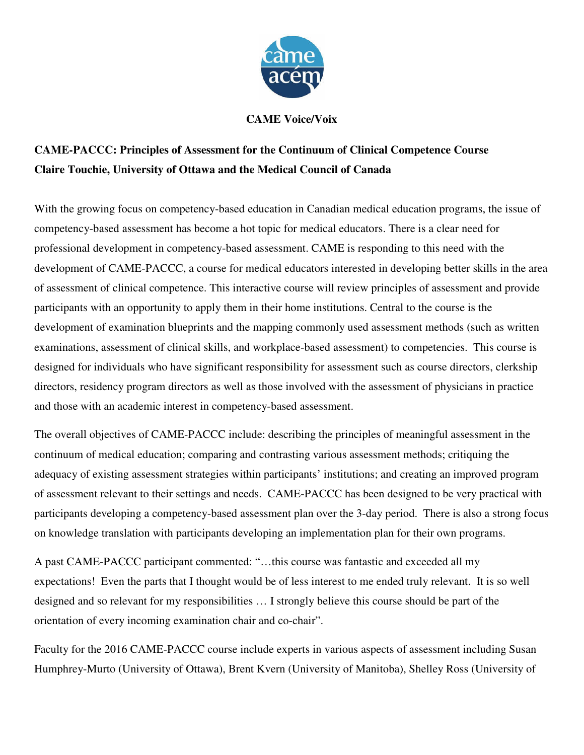**CAME Voice/Voix**

**CAME-PACCC: Principles of Assessment for the Continuum of Clinical Competence Course**
**Claire Touchie, University of Ottawa and the Medical Council of Canada**

With the growing focus on competency-based education in Canadian medical education programs, the issue of competency-based assessment has become a hot topic for medical educators. There is a clear need for professional development in competency-based assessment. CAME is responding to this need with the development of CAME-PACCC, a course for medical educators interested in developing better skills in the area of assessment of clinical competence. This interactive course will review principles of assessment and provide participants with an opportunity to apply them in their home institutions. Central to the course is the development of examination blueprints and the mapping commonly used assessment methods (such as written examinations, assessment of clinical skills, and workplace-based assessment) to competencies. This course is designed for individuals who have significant responsibility for assessment such as course directors, clerkship directors, residency program directors as well as those involved with the assessment of physicians in practice and those with an academic interest in competency-based assessment.

The overall objectives of CAME-PACCC include: describing the principles of meaningful assessment in the continuum of medical education; comparing and contrasting various assessment methods; critiquing the adequacy of existing assessment strategies within participants' institutions; and creating an improved program of assessment relevant to their settings and needs. CAME-PACCC has been designed to be very practical with participants developing a competency-based assessment plan over the 3-day period. There is also a strong focus on knowledge translation with participants developing an implementation plan for their own programs.

A past CAME-PACCC participant commented: "…this course was fantastic and exceeded all my expectations! Even the parts that I thought would be of less interest to me ended truly relevant. It is so well designed and so relevant for my responsibilities … I strongly believe this course should be part of the orientation of every incoming examination chair and co-chair".

Faculty for the 2016 CAME-PACCC course include experts in various aspects of assessment including Susan Humphrey-Murto (University of Ottawa), Brent Kvern (University of Manitoba), Shelley Ross (University of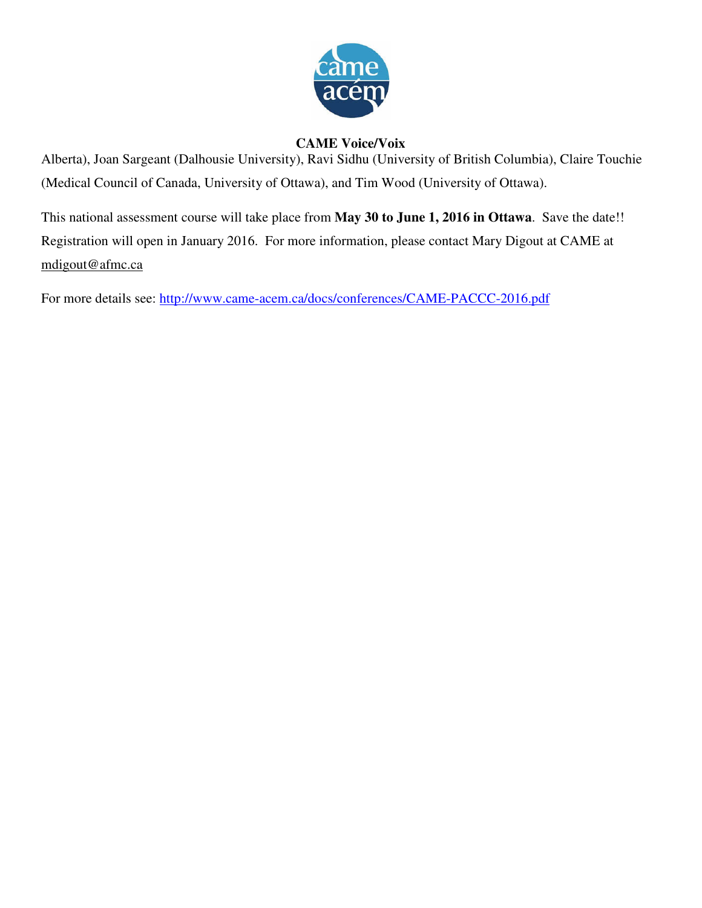Alberta), Joan Sargeant (Dalhousie University), Ravi Sidhu (University of British Columbia), Claire Touchie (Medical Council of Canada, University of Ottawa), and Tim Wood (University of Ottawa).

This national assessment course will take place from **May 30 to June 1, 2016 in Ottawa**. Save the date!! Registration will open in January 2016. For more information, please contact Mary Digout at CAME at mdigout@afmc.ca

For more details see: http://www.came-acem.ca/docs/conferences/CAME-PACCC-2016.pdf